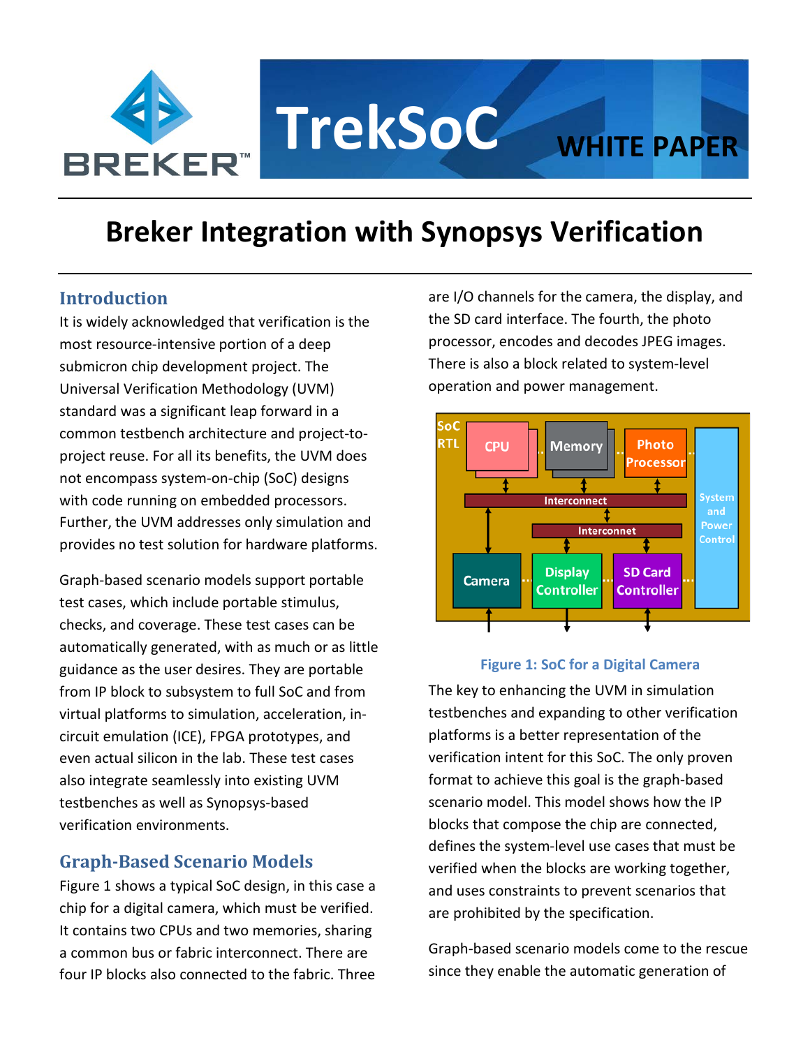# TrekSoC WHITE PAPER

# Breker Integration with Synopsys Verification

## Introduction

It is widely acknowledged that verification is the most resource-intensive portion of a deep submicron chip development project. The Universal Verification Methodology (UVM) standard was a significant leap forward in a common testbench architecture and project-to-project reuse. For all its benefits, the UVM does not encompass system-on-chip (SoC) designs with code running on embedded processors. Further, the UVM addresses only simulation and provides no test solution for hardware platforms.

Graph-based scenario models support portable test cases, which include portable stimulus, checks, and coverage. These test cases can be automatically generated, with as much or as little guidance as the user desires. They are portable from IP block to subsystem to full SoC and from virtual platforms to simulation, acceleration, in-circuit emulation (ICE), FPGA prototypes, and even actual silicon in the lab. These test cases also integrate seamlessly into existing UVM testbenches as well as Synopsys-based verification environments.

## Graph-Based Scenario Models

Figure 1 shows a typical SoC design, in this case a chip for a digital camera, which must be verified. It contains two CPUs and two memories, sharing a common bus or fabric interconnect. There are four IP blocks also connected to the fabric. Three are I/O channels for the camera, the display, and the SD card interface. The fourth, the photo processor, encodes and decodes JPEG images. There is also a block related to system-level operation and power management.

Figure 1: SoC for a Digital Camera

The key to enhancing the UVM in simulation testbenches and expanding to other verification platforms is a better representation of the verification intent for this SoC. The only proven format to achieve this goal is the graph-based scenario model. This model shows how the IP blocks that compose the chip are connected, defines the system-level use cases that must be verified when the blocks are working together, and uses constraints to prevent scenarios that are prohibited by the specification.

Graph-based scenario models come to the rescue since they enable the automatic generation of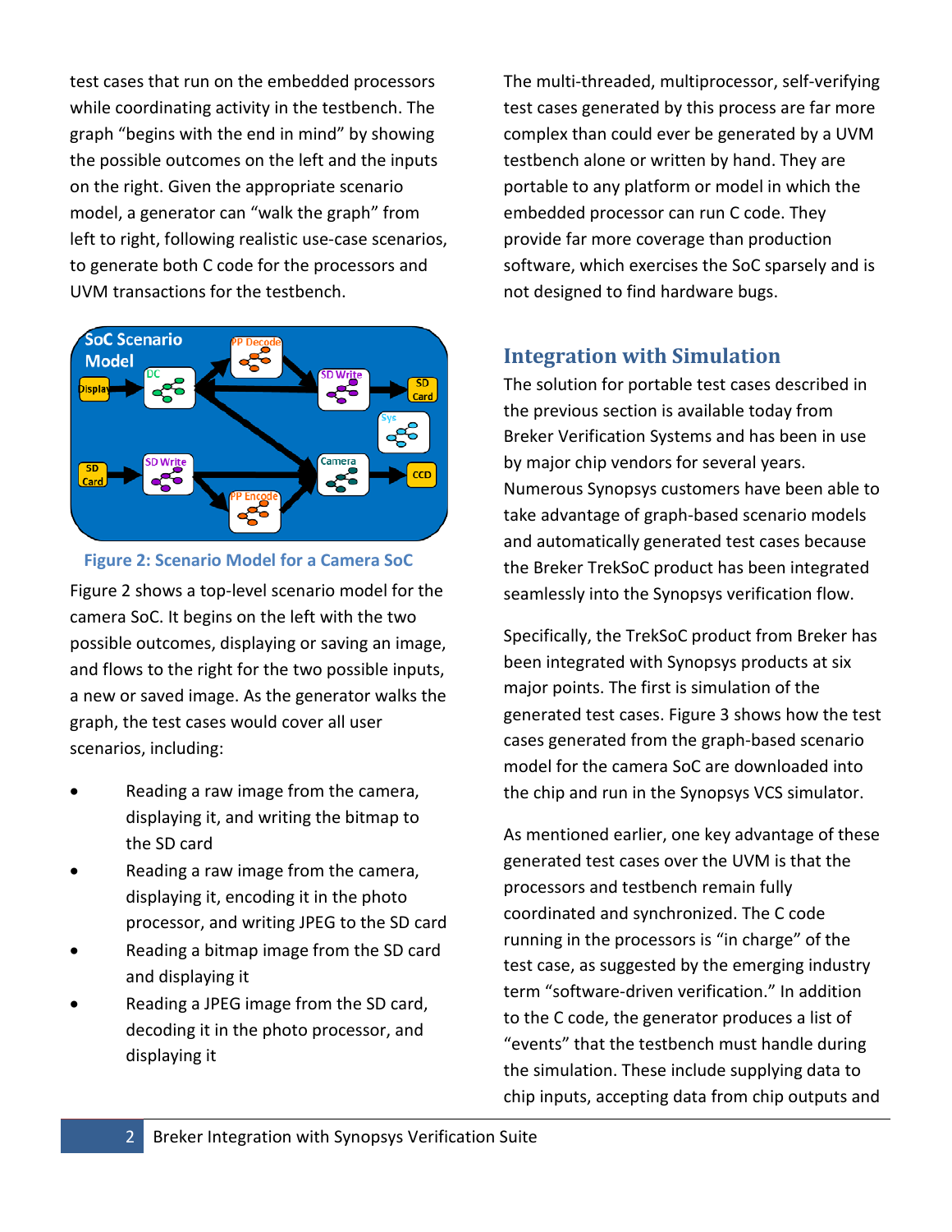test cases that run on the embedded processors while coordinating activity in the testbench. The graph "begins with the end in mind" by showing the possible outcomes on the left and the inputs on the right. Given the appropriate scenario model, a generator can "walk the graph" from left to right, following realistic use-case scenarios, to generate both C code for the processors and UVM transactions for the testbench.

**Figure 2: Scenario Model for a Camera SoC**

Figure 2 shows a top-level scenario model for the camera SoC. It begins on the left with the two possible outcomes, displaying or saving an image, and flows to the right for the two possible inputs, a new or saved image. As the generator walks the graph, the test cases would cover all user scenarios, including:

- Reading a raw image from the camera, displaying it, and writing the bitmap to the SD card
- Reading a raw image from the camera, displaying it, encoding it in the photo processor, and writing JPEG to the SD card
- Reading a bitmap image from the SD card and displaying it
- Reading a JPEG image from the SD card, decoding it in the photo processor, and displaying it

The multi-threaded, multiprocessor, self-verifying test cases generated by this process are far more complex than could ever be generated by a UVM testbench alone or written by hand. They are portable to any platform or model in which the embedded processor can run C code. They provide far more coverage than production software, which exercises the SoC sparsely and is not designed to find hardware bugs.

## Integration with Simulation

The solution for portable test cases described in the previous section is available today from Breker Verification Systems and has been in use by major chip vendors for several years. Numerous Synopsys customers have been able to take advantage of graph-based scenario models and automatically generated test cases because the Breker TrekSoC product has been integrated seamlessly into the Synopsys verification flow.

Specifically, the TrekSoC product from Breker has been integrated with Synopsys products at six major points. The first is simulation of the generated test cases. Figure 3 shows how the test cases generated from the graph-based scenario model for the camera SoC are downloaded into the chip and run in the Synopsys VCS simulator.

As mentioned earlier, one key advantage of these generated test cases over the UVM is that the processors and testbench remain fully coordinated and synchronized. The C code running in the processors is "in charge" of the test case, as suggested by the emerging industry term "software-driven verification." In addition to the C code, the generator produces a list of "events" that the testbench must handle during the simulation. These include supplying data to chip inputs, accepting data from chip outputs and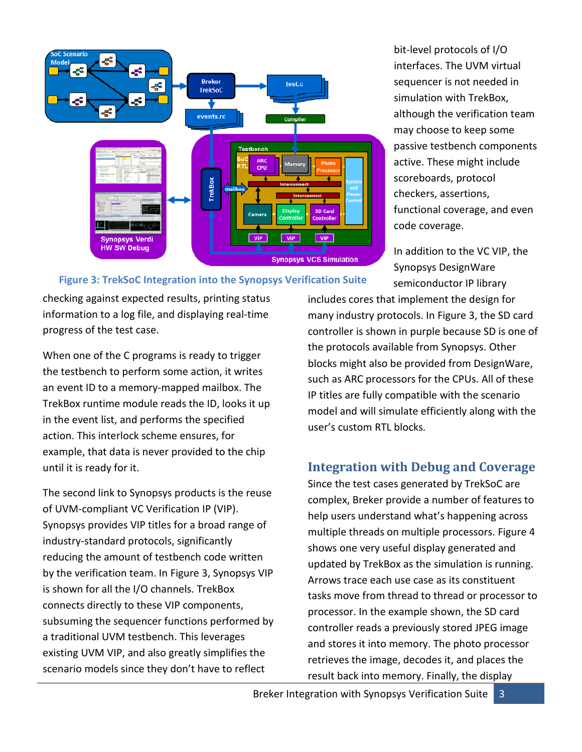Figure 3: TrekSoC Integration into the Synopsys Verification Suite

checking against expected results, printing status information to a log file, and displaying real-time progress of the test case.

When one of the C programs is ready to trigger the testbench to perform some action, it writes an event ID to a memory-mapped mailbox. The TrekBox runtime module reads the ID, looks it up in the event list, and performs the specified action. This interlock scheme ensures, for example, that data is never provided to the chip until it is ready for it.

The second link to Synopsys products is the reuse of UVM-compliant VC Verification IP (VIP). Synopsys provides VIP titles for a broad range of industry-standard protocols, significantly reducing the amount of testbench code written by the verification team. In Figure 3, Synopsys VIP is shown for all the I/O channels. TrekBox connects directly to these VIP components, subsuming the sequencer functions performed by a traditional UVM testbench. This leverages existing UVM VIP, and also greatly simplifies the scenario models since they don't have to reflect bit-level protocols of I/O interfaces. The UVM virtual sequencer is not needed in simulation with TrekBox, although the verification team may choose to keep some passive testbench components active. These might include scoreboards, protocol checkers, assertions, functional coverage, and even code coverage.

In addition to the VC VIP, the Synopsys DesignWare semiconductor IP library includes cores that implement the design for many industry protocols. In Figure 3, the SD card controller is shown in purple because SD is one of the protocols available from Synopsys. Other blocks might also be provided from DesignWare, such as ARC processors for the CPUs. All of these IP titles are fully compatible with the scenario model and will simulate efficiently along with the user's custom RTL blocks.

## Integration with Debug and Coverage

Since the test cases generated by TrekSoC are complex, Breker provide a number of features to help users understand what's happening across multiple threads on multiple processors. Figure 4 shows one very useful display generated and updated by TrekBox as the simulation is running. Arrows trace each use case as its constituent tasks move from thread to thread or processor to processor. In the example shown, the SD card controller reads a previously stored JPEG image and stores it into memory. The photo processor retrieves the image, decodes it, and places the result back into memory. Finally, the display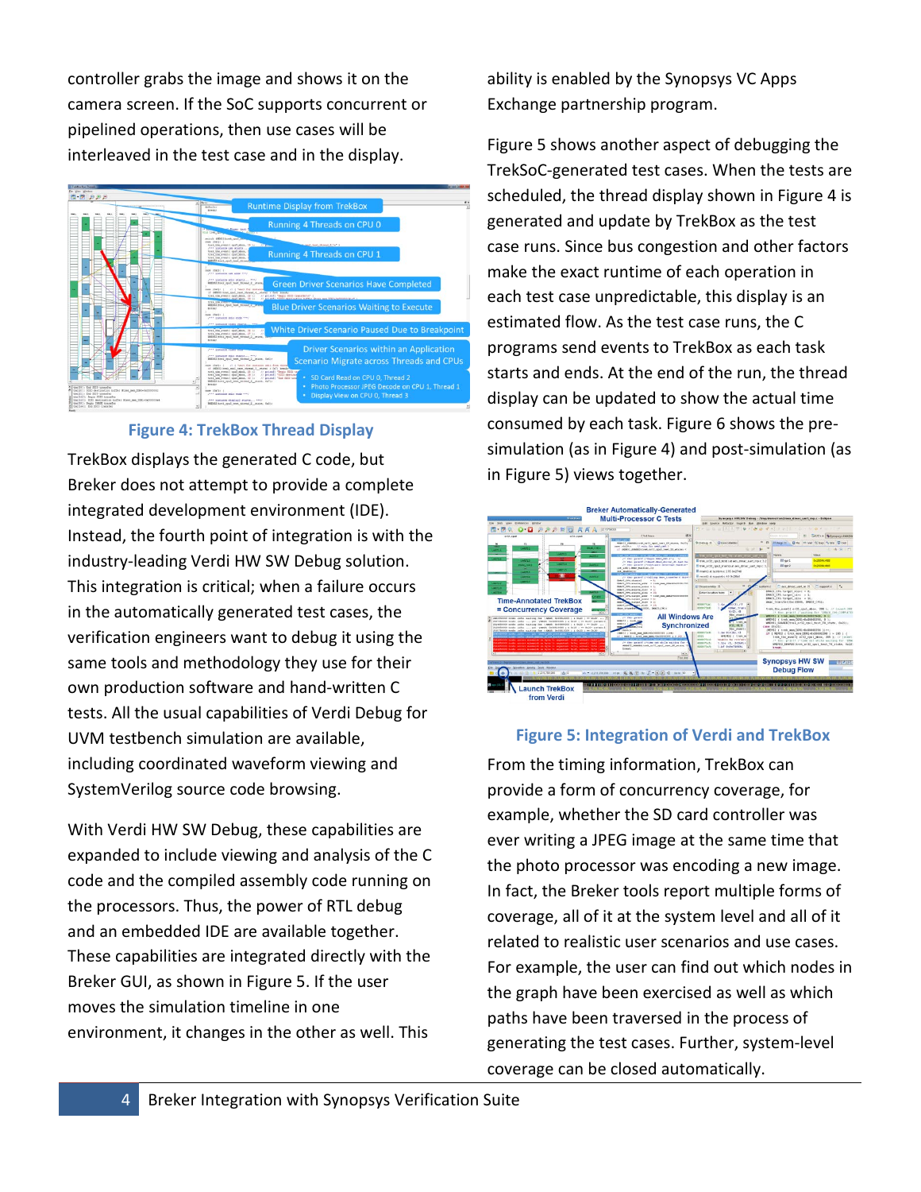controller grabs the image and shows it on the camera screen. If the SoC supports concurrent or pipelined operations, then use cases will be interleaved in the test case and in the display.

**Figure 4: TrekBox Thread Display**

TrekBox displays the generated C code, but Breker does not attempt to provide a complete integrated development environment (IDE). Instead, the fourth point of integration is with the industry-leading Verdi HW SW Debug solution. This integration is critical; when a failure occurs in the automatically generated test cases, the verification engineers want to debug it using the same tools and methodology they use for their own production software and hand-written C tests. All the usual capabilities of Verdi Debug for UVM testbench simulation are available, including coordinated waveform viewing and SystemVerilog source code browsing.

With Verdi HW SW Debug, these capabilities are expanded to include viewing and analysis of the C code and the compiled assembly code running on the processors. Thus, the power of RTL debug and an embedded IDE are available together. These capabilities are integrated directly with the Breker GUI, as shown in Figure 5. If the user moves the simulation timeline in one environment, it changes in the other as well. This ability is enabled by the Synopsys VC Apps Exchange partnership program.

Figure 5 shows another aspect of debugging the TrekSoC-generated test cases. When the tests are scheduled, the thread display shown in Figure 4 is generated and update by TrekBox as the test case runs. Since bus congestion and other factors make the exact runtime of each operation in each test case unpredictable, this display is an estimated flow. As the test case runs, the C programs send events to TrekBox as each task starts and ends. At the end of the run, the thread display can be updated to show the actual time consumed by each task. Figure 6 shows the pre-simulation (as in Figure 4) and post-simulation (as in Figure 5) views together.

**Figure 5: Integration of Verdi and TrekBox**

From the timing information, TrekBox can provide a form of concurrency coverage, for example, whether the SD card controller was ever writing a JPEG image at the same time that the photo processor was encoding a new image. In fact, the Breker tools report multiple forms of coverage, all of it at the system level and all of it related to realistic user scenarios and use cases. For example, the user can find out which nodes in the graph have been exercised as well as which paths have been traversed in the process of generating the test cases. Further, system-level coverage can be closed automatically.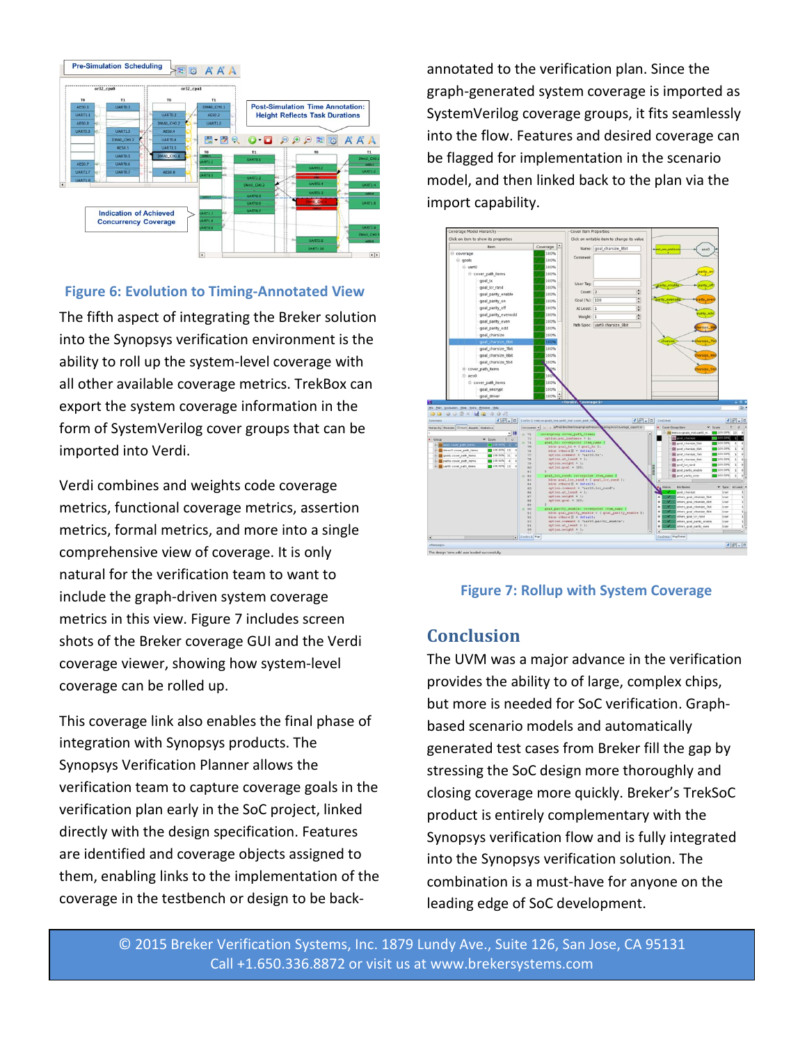Figure 6: Evolution to Timing-Annotated View

The fifth aspect of integrating the Breker solution into the Synopsys verification environment is the ability to roll up the system-level coverage with all other available coverage metrics. TrekBox can export the system coverage information in the form of SystemVerilog cover groups that can be imported into Verdi.

Verdi combines and weights code coverage metrics, functional coverage metrics, assertion metrics, formal metrics, and more into a single comprehensive view of coverage. It is only natural for the verification team to want to include the graph-driven system coverage metrics in this view. Figure 7 includes screen shots of the Breker coverage GUI and the Verdi coverage viewer, showing how system-level coverage can be rolled up.

This coverage link also enables the final phase of integration with Synopsys products. The Synopsys Verification Planner allows the verification team to capture coverage goals in the verification plan early in the SoC project, linked directly with the design specification. Features are identified and coverage objects assigned to them, enabling links to the implementation of the coverage in the testbench or design to be back-annotated to the verification plan. Since the graph-generated system coverage is imported as SystemVerilog coverage groups, it fits seamlessly into the flow. Features and desired coverage can be flagged for implementation in the scenario model, and then linked back to the plan via the import capability.

Figure 7: Rollup with System Coverage

## Conclusion

The UVM was a major advance in the verification provides the ability to of large, complex chips, but more is needed for SoC verification. Graph-based scenario models and automatically generated test cases from Breker fill the gap by stressing the SoC design more thoroughly and closing coverage more quickly. Breker's TrekSoC product is entirely complementary with the Synopsys verification flow and is fully integrated into the Synopsys verification solution. The combination is a must-have for anyone on the leading edge of SoC development.

© 2015 Breker Verification Systems, Inc. 1879 Lundy Ave., Suite 126, San Jose, CA 95131
Call +1.650.336.8872 or visit us at www.brekersystems.com